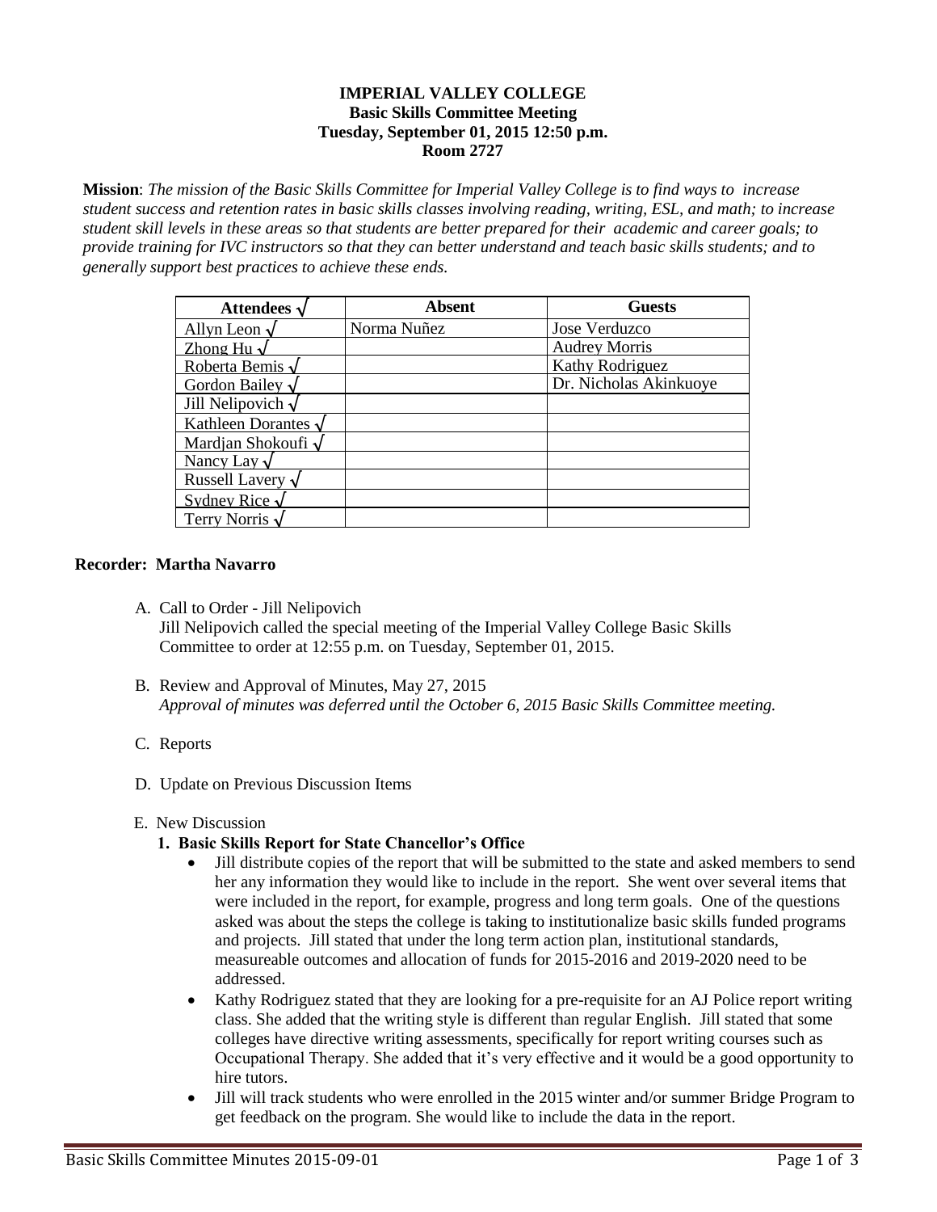**IMPERIAL VALLEY COLLEGE**
**Basic Skills Committee Meeting**
**Tuesday, September 01, 2015 12:50 p.m.**
**Room 2727**

**Mission**: *The mission of the Basic Skills Committee for Imperial Valley College is to find ways to increase student success and retention rates in basic skills classes involving reading, writing, ESL, and math; to increase student skill levels in these areas so that students are better prepared for their academic and career goals; to provide training for IVC instructors so that they can better understand and teach basic skills students; and to generally support best practices to achieve these ends.*

| Attendees √ | Absent | Guests |
|---|---|---|
| Allyn Leon √ | Norma Nuñez | Jose Verduzco |
| Zhong Hu √ | | Audrey Morris |
| Roberta Bemis √ | | Kathy Rodriguez |
| Gordon Bailey √ | | Dr. Nicholas Akinkuoye |
| Jill Nelipovich √ | | |
| Kathleen Dorantes √ | | |
| Mardjan Shokoufi √ | | |
| Nancy Lay √ | | |
| Russell Lavery √ | | |
| Sydney Rice √ | | |
| Terry Norris √ | | |

**Recorder: Martha Navarro**

A. Call to Order - Jill Nelipovich
   Jill Nelipovich called the special meeting of the Imperial Valley College Basic Skills Committee to order at 12:55 p.m. on Tuesday, September 01, 2015.

B. Review and Approval of Minutes, May 27, 2015
   *Approval of minutes was deferred until the October 6, 2015 Basic Skills Committee meeting.*

C. Reports

D. Update on Previous Discussion Items

E. New Discussion

   **1. Basic Skills Report for State Chancellor's Office**

   - Jill distribute copies of the report that will be submitted to the state and asked members to send her any information they would like to include in the report. She went over several items that were included in the report, for example, progress and long term goals. One of the questions asked was about the steps the college is taking to institutionalize basic skills funded programs and projects. Jill stated that under the long term action plan, institutional standards, measureable outcomes and allocation of funds for 2015-2016 and 2019-2020 need to be addressed.
   - Kathy Rodriguez stated that they are looking for a pre-requisite for an AJ Police report writing class. She added that the writing style is different than regular English. Jill stated that some colleges have directive writing assessments, specifically for report writing courses such as Occupational Therapy. She added that it's very effective and it would be a good opportunity to hire tutors.
   - Jill will track students who were enrolled in the 2015 winter and/or summer Bridge Program to get feedback on the program. She would like to include the data in the report.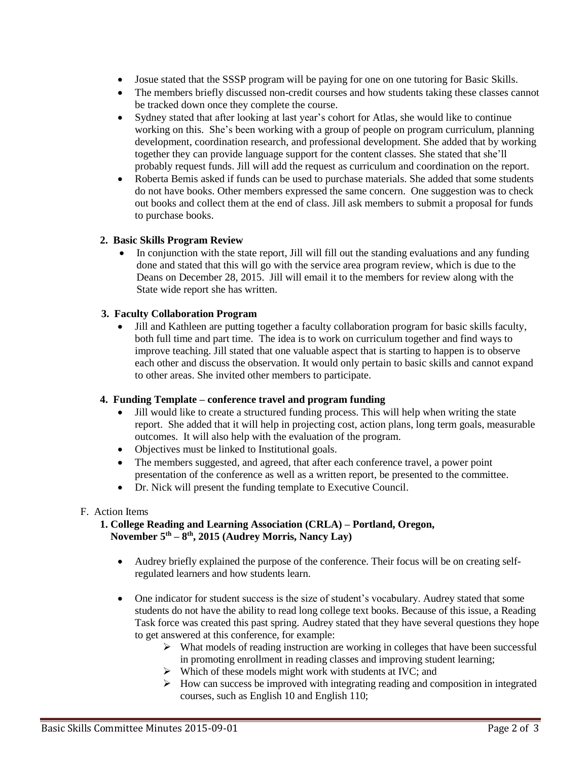- Josue stated that the SSSP program will be paying for one on one tutoring for Basic Skills.
- The members briefly discussed non-credit courses and how students taking these classes cannot be tracked down once they complete the course.
- Sydney stated that after looking at last year's cohort for Atlas, she would like to continue working on this. She's been working with a group of people on program curriculum, planning development, coordination research, and professional development. She added that by working together they can provide language support for the content classes. She stated that she'll probably request funds. Jill will add the request as curriculum and coordination on the report.
- Roberta Bemis asked if funds can be used to purchase materials. She added that some students do not have books. Other members expressed the same concern. One suggestion was to check out books and collect them at the end of class. Jill ask members to submit a proposal for funds to purchase books.

**2. Basic Skills Program Review**

- In conjunction with the state report, Jill will fill out the standing evaluations and any funding done and stated that this will go with the service area program review, which is due to the Deans on December 28, 2015. Jill will email it to the members for review along with the State wide report she has written.

**3. Faculty Collaboration Program**

- Jill and Kathleen are putting together a faculty collaboration program for basic skills faculty, both full time and part time. The idea is to work on curriculum together and find ways to improve teaching. Jill stated that one valuable aspect that is starting to happen is to observe each other and discuss the observation. It would only pertain to basic skills and cannot expand to other areas. She invited other members to participate.

**4. Funding Template – conference travel and program funding**

- Jill would like to create a structured funding process. This will help when writing the state report. She added that it will help in projecting cost, action plans, long term goals, measurable outcomes. It will also help with the evaluation of the program.
- Objectives must be linked to Institutional goals.
- The members suggested, and agreed, that after each conference travel, a power point presentation of the conference as well as a written report, be presented to the committee.
- Dr. Nick will present the funding template to Executive Council.

F. Action Items

**1. College Reading and Learning Association (CRLA) – Portland, Oregon, November 5th – 8th, 2015 (Audrey Morris, Nancy Lay)**

- Audrey briefly explained the purpose of the conference. Their focus will be on creating self-regulated learners and how students learn.
- One indicator for student success is the size of student's vocabulary. Audrey stated that some students do not have the ability to read long college text books. Because of this issue, a Reading Task force was created this past spring. Audrey stated that they have several questions they hope to get answered at this conference, for example:
  - What models of reading instruction are working in colleges that have been successful in promoting enrollment in reading classes and improving student learning;
  - Which of these models might work with students at IVC; and
  - How can success be improved with integrating reading and composition in integrated courses, such as English 10 and English 110;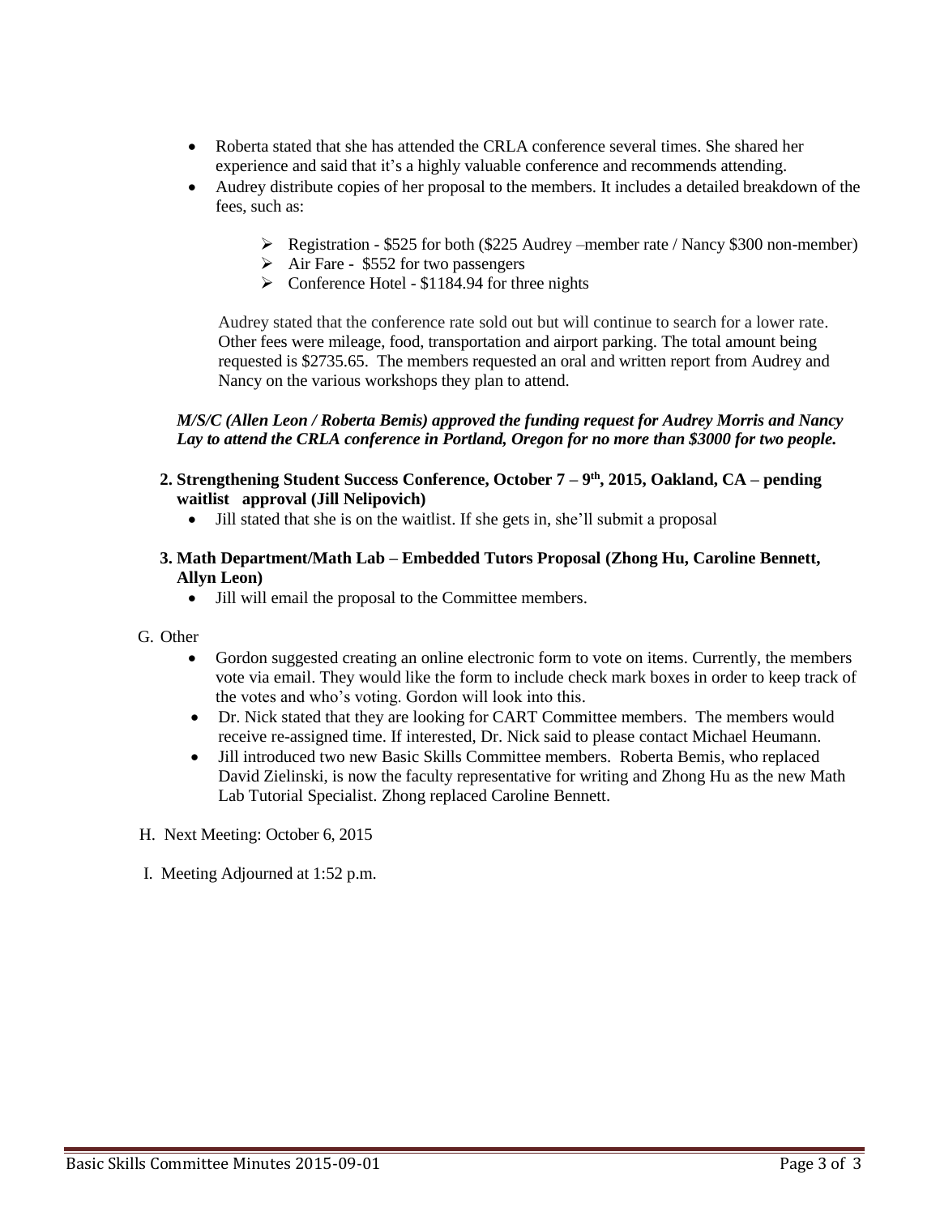- Roberta stated that she has attended the CRLA conference several times. She shared her experience and said that it's a highly valuable conference and recommends attending.
- Audrey distribute copies of her proposal to the members. It includes a detailed breakdown of the fees, such as:
    - Registration - $525 for both ($225 Audrey –member rate / Nancy $300 non-member)
    - Air Fare - $552 for two passengers
    - Conference Hotel - $1184.94 for three nights

  Audrey stated that the conference rate sold out but will continue to search for a lower rate. Other fees were mileage, food, transportation and airport parking. The total amount being requested is $2735.65. The members requested an oral and written report from Audrey and Nancy on the various workshops they plan to attend.

***M/S/C (Allen Leon / Roberta Bemis) approved the funding request for Audrey Morris and Nancy Lay to attend the CRLA conference in Portland, Oregon for no more than $3000 for two people.***

**2. Strengthening Student Success Conference, October 7 – 9th, 2015, Oakland, CA – pending waitlist approval (Jill Nelipovich)**

- Jill stated that she is on the waitlist. If she gets in, she'll submit a proposal

**3. Math Department/Math Lab – Embedded Tutors Proposal (Zhong Hu, Caroline Bennett, Allyn Leon)**

- Jill will email the proposal to the Committee members.

G. Other

- Gordon suggested creating an online electronic form to vote on items. Currently, the members vote via email. They would like the form to include check mark boxes in order to keep track of the votes and who's voting. Gordon will look into this.
- Dr. Nick stated that they are looking for CART Committee members. The members would receive re-assigned time. If interested, Dr. Nick said to please contact Michael Heumann.
- Jill introduced two new Basic Skills Committee members. Roberta Bemis, who replaced David Zielinski, is now the faculty representative for writing and Zhong Hu as the new Math Lab Tutorial Specialist. Zhong replaced Caroline Bennett.

H. Next Meeting: October 6, 2015

I. Meeting Adjourned at 1:52 p.m.